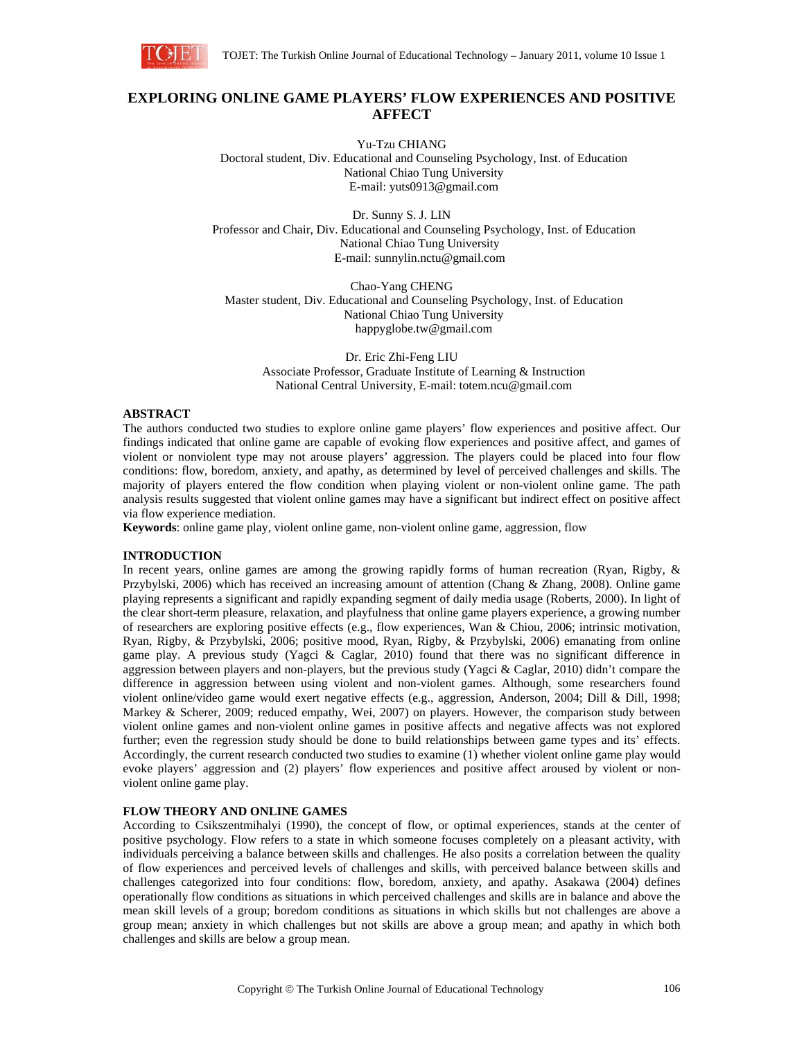# EXPLORING ONLINE GAME PLAYERS' FLOW EXPERIENCES AND POSITIVE AFFECT

Yu-Tzu CHIANG
Doctoral student, Div. Educational and Counseling Psychology, Inst. of Education
National Chiao Tung University
E-mail: yuts0913@gmail.com

Dr. Sunny S. J. LIN
Professor and Chair, Div. Educational and Counseling Psychology, Inst. of Education
National Chiao Tung University
E-mail: sunnylin.nctu@gmail.com

Chao-Yang CHENG
Master student, Div. Educational and Counseling Psychology, Inst. of Education
National Chiao Tung University
happyglobe.tw@gmail.com

Dr. Eric Zhi-Feng LIU
Associate Professor, Graduate Institute of Learning & Instruction
National Central University, E-mail: totem.ncu@gmail.com

## ABSTRACT

The authors conducted two studies to explore online game players' flow experiences and positive affect. Our findings indicated that online game are capable of evoking flow experiences and positive affect, and games of violent or nonviolent type may not arouse players' aggression. The players could be placed into four flow conditions: flow, boredom, anxiety, and apathy, as determined by level of perceived challenges and skills. The majority of players entered the flow condition when playing violent or non-violent online game. The path analysis results suggested that violent online games may have a significant but indirect effect on positive affect via flow experience mediation.

**Keywords**: online game play, violent online game, non-violent online game, aggression, flow

## INTRODUCTION

In recent years, online games are among the growing rapidly forms of human recreation (Ryan, Rigby, & Przybylski, 2006) which has received an increasing amount of attention (Chang & Zhang, 2008). Online game playing represents a significant and rapidly expanding segment of daily media usage (Roberts, 2000). In light of the clear short-term pleasure, relaxation, and playfulness that online game players experience, a growing number of researchers are exploring positive effects (e.g., flow experiences, Wan & Chiou, 2006; intrinsic motivation, Ryan, Rigby, & Przybylski, 2006; positive mood, Ryan, Rigby, & Przybylski, 2006) emanating from online game play. A previous study (Yagci & Caglar, 2010) found that there was no significant difference in aggression between players and non-players, but the previous study (Yagci & Caglar, 2010) didn't compare the difference in aggression between using violent and non-violent games. Although, some researchers found violent online/video game would exert negative effects (e.g., aggression, Anderson, 2004; Dill & Dill, 1998; Markey & Scherer, 2009; reduced empathy, Wei, 2007) on players. However, the comparison study between violent online games and non-violent online games in positive affects and negative affects was not explored further; even the regression study should be done to build relationships between game types and its' effects. Accordingly, the current research conducted two studies to examine (1) whether violent online game play would evoke players' aggression and (2) players' flow experiences and positive affect aroused by violent or non-violent online game play.

## FLOW THEORY AND ONLINE GAMES

According to Csikszentmihalyi (1990), the concept of flow, or optimal experiences, stands at the center of positive psychology. Flow refers to a state in which someone focuses completely on a pleasant activity, with individuals perceiving a balance between skills and challenges. He also posits a correlation between the quality of flow experiences and perceived levels of challenges and skills, with perceived balance between skills and challenges categorized into four conditions: flow, boredom, anxiety, and apathy. Asakawa (2004) defines operationally flow conditions as situations in which perceived challenges and skills are in balance and above the mean skill levels of a group; boredom conditions as situations in which skills but not challenges are above a group mean; anxiety in which challenges but not skills are above a group mean; and apathy in which both challenges and skills are below a group mean.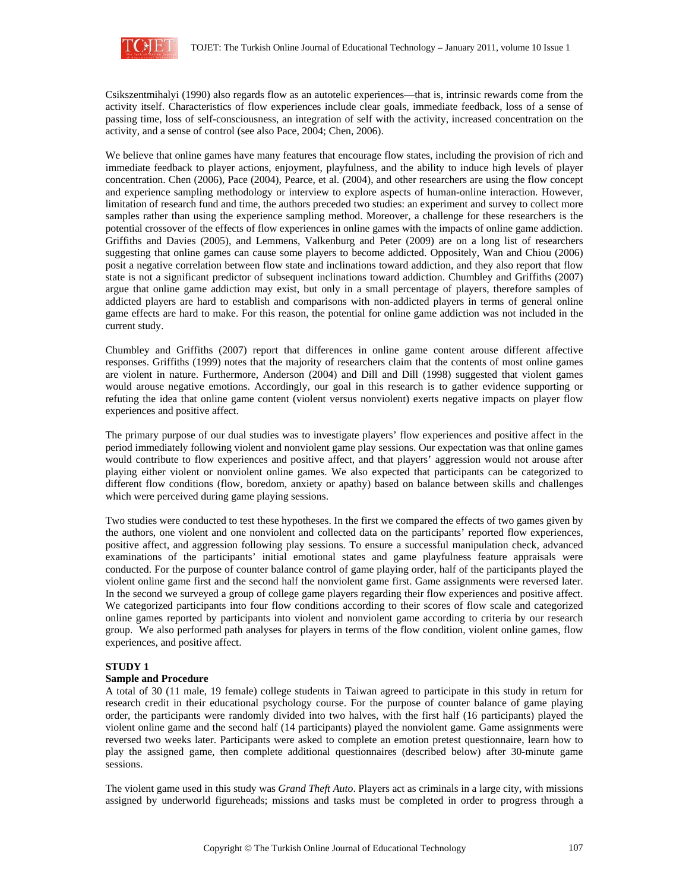Csikszentmihalyi (1990) also regards flow as an autotelic experiences—that is, intrinsic rewards come from the activity itself. Characteristics of flow experiences include clear goals, immediate feedback, loss of a sense of passing time, loss of self-consciousness, an integration of self with the activity, increased concentration on the activity, and a sense of control (see also Pace, 2004; Chen, 2006).

We believe that online games have many features that encourage flow states, including the provision of rich and immediate feedback to player actions, enjoyment, playfulness, and the ability to induce high levels of player concentration. Chen (2006), Pace (2004), Pearce, et al. (2004), and other researchers are using the flow concept and experience sampling methodology or interview to explore aspects of human-online interaction. However, limitation of research fund and time, the authors preceded two studies: an experiment and survey to collect more samples rather than using the experience sampling method. Moreover, a challenge for these researchers is the potential crossover of the effects of flow experiences in online games with the impacts of online game addiction. Griffiths and Davies (2005), and Lemmens, Valkenburg and Peter (2009) are on a long list of researchers suggesting that online games can cause some players to become addicted. Oppositely, Wan and Chiou (2006) posit a negative correlation between flow state and inclinations toward addiction, and they also report that flow state is not a significant predictor of subsequent inclinations toward addiction. Chumbley and Griffiths (2007) argue that online game addiction may exist, but only in a small percentage of players, therefore samples of addicted players are hard to establish and comparisons with non-addicted players in terms of general online game effects are hard to make. For this reason, the potential for online game addiction was not included in the current study.

Chumbley and Griffiths (2007) report that differences in online game content arouse different affective responses. Griffiths (1999) notes that the majority of researchers claim that the contents of most online games are violent in nature. Furthermore, Anderson (2004) and Dill and Dill (1998) suggested that violent games would arouse negative emotions. Accordingly, our goal in this research is to gather evidence supporting or refuting the idea that online game content (violent versus nonviolent) exerts negative impacts on player flow experiences and positive affect.

The primary purpose of our dual studies was to investigate players' flow experiences and positive affect in the period immediately following violent and nonviolent game play sessions. Our expectation was that online games would contribute to flow experiences and positive affect, and that players' aggression would not arouse after playing either violent or nonviolent online games. We also expected that participants can be categorized to different flow conditions (flow, boredom, anxiety or apathy) based on balance between skills and challenges which were perceived during game playing sessions.

Two studies were conducted to test these hypotheses. In the first we compared the effects of two games given by the authors, one violent and one nonviolent and collected data on the participants' reported flow experiences, positive affect, and aggression following play sessions. To ensure a successful manipulation check, advanced examinations of the participants' initial emotional states and game playfulness feature appraisals were conducted. For the purpose of counter balance control of game playing order, half of the participants played the violent online game first and the second half the nonviolent game first. Game assignments were reversed later. In the second we surveyed a group of college game players regarding their flow experiences and positive affect. We categorized participants into four flow conditions according to their scores of flow scale and categorized online games reported by participants into violent and nonviolent game according to criteria by our research group. We also performed path analyses for players in terms of the flow condition, violent online games, flow experiences, and positive affect.

## STUDY 1

### Sample and Procedure

A total of 30 (11 male, 19 female) college students in Taiwan agreed to participate in this study in return for research credit in their educational psychology course. For the purpose of counter balance control of game playing order, the participants were randomly divided into two halves, with the first half (16 participants) played the violent online game and the second half (14 participants) played the nonviolent game. Game assignments were reversed two weeks later. Participants were asked to complete an emotion pretest questionnaire, learn how to play the assigned game, then complete additional questionnaires (described below) after 30-minute game sessions.

The violent game used in this study was *Grand Theft Auto*. Players act as criminals in a large city, with missions assigned by underworld figureheads; missions and tasks must be completed in order to progress through a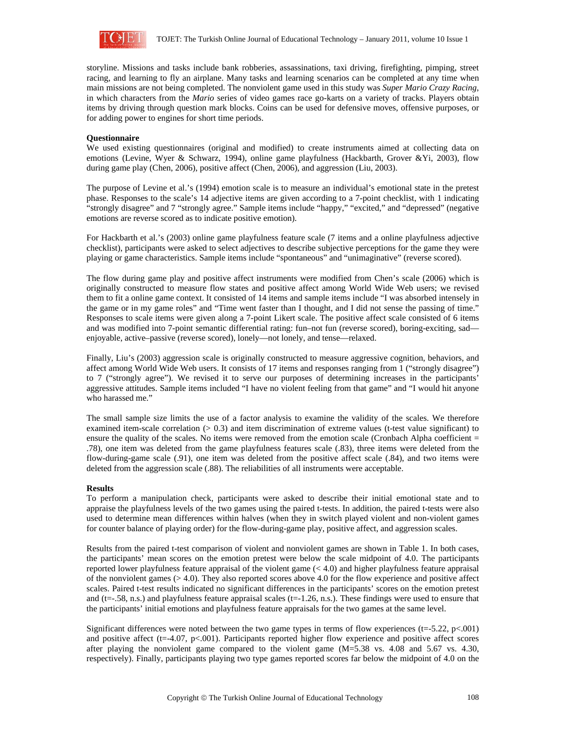storyline. Missions and tasks include bank robberies, assassinations, taxi driving, firefighting, pimping, street racing, and learning to fly an airplane. Many tasks and learning scenarios can be completed at any time when main missions are not being completed. The nonviolent game used in this study was *Super Mario Crazy Racing*, in which characters from the *Mario* series of video games race go-karts on a variety of tracks. Players obtain items by driving through question mark blocks. Coins can be used for defensive moves, offensive purposes, or for adding power to engines for short time periods.

**Questionnaire**

We used existing questionnaires (original and modified) to create instruments aimed at collecting data on emotions (Levine, Wyer & Schwarz, 1994), online game playfulness (Hackbarth, Grover &Yi, 2003), flow during game play (Chen, 2006), positive affect (Chen, 2006), and aggression (Liu, 2003).

The purpose of Levine et al.'s (1994) emotion scale is to measure an individual's emotional state in the pretest phase. Responses to the scale's 14 adjective items are given according to a 7-point checklist, with 1 indicating "strongly disagree" and 7 "strongly agree." Sample items include "happy," "excited," and "depressed" (negative emotions are reverse scored as to indicate positive emotion).

For Hackbarth et al.'s (2003) online game playfulness feature scale (7 items and a online playfulness adjective checklist), participants were asked to select adjectives to describe subjective perceptions for the game they were playing or game characteristics. Sample items include "spontaneous" and "unimaginative" (reverse scored).

The flow during game play and positive affect instruments were modified from Chen's scale (2006) which is originally constructed to measure flow states and positive affect among World Wide Web users; we revised them to fit a online game context. It consisted of 14 items and sample items include "I was absorbed intensely in the game or in my game roles" and "Time went faster than I thought, and I did not sense the passing of time." Responses to scale items were given along a 7-point Likert scale. The positive affect scale consisted of 6 items and was modified into 7-point semantic differential rating: fun–not fun (reverse scored), boring-exciting, sad—enjoyable, active–passive (reverse scored), lonely—not lonely, and tense—relaxed.

Finally, Liu's (2003) aggression scale is originally constructed to measure aggressive cognition, behaviors, and affect among World Wide Web users. It consists of 17 items and responses ranging from 1 ("strongly disagree") to 7 ("strongly agree"). We revised it to serve our purposes of determining increases in the participants' aggressive attitudes. Sample items included "I have no violent feeling from that game" and "I would hit anyone who harassed me."

The small sample size limits the use of a factor analysis to examine the validity of the scales. We therefore examined item-scale correlation (> 0.3) and item discrimination of extreme values (t-test value significant) to ensure the quality of the scales. No items were removed from the emotion scale (Cronbach Alpha coefficient = .78), one item was deleted from the game playfulness features scale (.83), three items were deleted from the flow-during-game scale (.91), one item was deleted from the positive affect scale (.84), and two items were deleted from the aggression scale (.88). The reliabilities of all instruments were acceptable.

**Results**

To perform a manipulation check, participants were asked to describe their initial emotional state and to appraise the playfulness levels of the two games using the paired t-tests. In addition, the paired t-tests were also used to determine mean differences within halves (when they in switch played violent and non-violent games for counter balance of playing order) for the flow-during-game play, positive affect, and aggression scales.

Results from the paired t-test comparison of violent and nonviolent games are shown in Table 1. In both cases, the participants' mean scores on the emotion pretest were below the scale midpoint of 4.0. The participants reported lower playfulness feature appraisal of the violent game (< 4.0) and higher playfulness feature appraisal of the nonviolent games (> 4.0). They also reported scores above 4.0 for the flow experience and positive affect scales. Paired t-test results indicated no significant differences in the participants' scores on the emotion pretest and ($t$=-.58, n.s.) and playfulness feature appraisal scales ($t$=-1.26, n.s.). These findings were used to ensure that the participants' initial emotions and playfulness feature appraisals for the two games at the same level.

Significant differences were noted between the two game types in terms of flow experiences ($t$=-5.22, $p$<.001) and positive affect ($t$=-4.07, $p$<.001). Participants reported higher flow experience and positive affect scores after playing the nonviolent game compared to the violent game (M=5.38 vs. 4.08 and 5.67 vs. 4.30, respectively). Finally, participants playing two type games reported scores far below the midpoint of 4.0 on the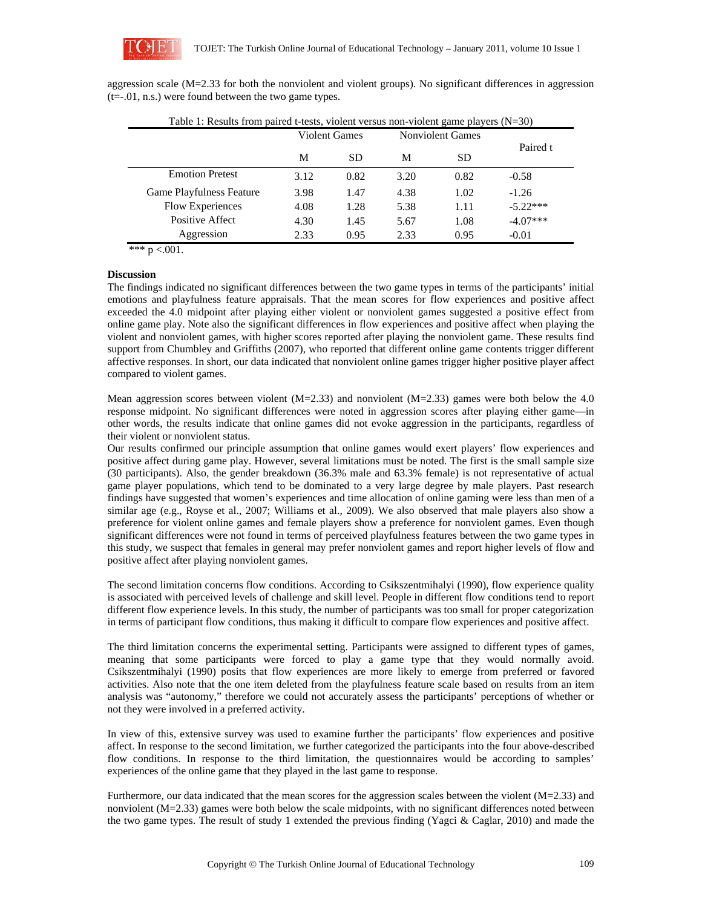aggression scale (M=2.33 for both the nonviolent and violent groups). No significant differences in aggression (t=-.01, n.s.) were found between the two game types.

Table 1: Results from paired t-tests, violent versus non-violent game players (N=30)

| | Violent Games | | Nonviolent Games | | Paired t |
|---|---|---|---|---|---|
| | M | SD | M | SD | |
| Emotion Pretest | 3.12 | 0.82 | 3.20 | 0.82 | -0.58 |
| Game Playfulness Feature | 3.98 | 1.47 | 4.38 | 1.02 | -1.26 |
| Flow Experiences | 4.08 | 1.28 | 5.38 | 1.11 | -5.22*** |
| Positive Affect | 4.30 | 1.45 | 5.67 | 1.08 | -4.07*** |
| Aggression | 2.33 | 0.95 | 2.33 | 0.95 | -0.01 |

*** p <.001.

**Discussion**

The findings indicated no significant differences between the two game types in terms of the participants' initial emotions and playfulness feature appraisals. That the mean scores for flow experiences and positive affect exceeded the 4.0 midpoint after playing either violent or nonviolent games suggested a positive effect from online game play. Note also the significant differences in flow experiences and positive affect when playing the violent and nonviolent games, with higher scores reported after playing the nonviolent game. These results find support from Chumbley and Griffiths (2007), who reported that different online game contents trigger different affective responses. In short, our data indicated that nonviolent online games trigger higher positive player affect compared to violent games.

Mean aggression scores between violent (M=2.33) and nonviolent (M=2.33) games were both below the 4.0 response midpoint. No significant differences were noted in aggression scores after playing either game—in other words, the results indicate that online games did not evoke aggression in the participants, regardless of their violent or nonviolent status.

Our results confirmed our principle assumption that online games would exert players' flow experiences and positive affect during game play. However, several limitations must be noted. The first is the small sample size (30 participants). Also, the gender breakdown (36.3% male and 63.3% female) is not representative of actual game player populations, which tend to be dominated to a very large degree by male players. Past research findings have suggested that women's experiences and time allocation of online gaming were less than men of a similar age (e.g., Royse et al., 2007; Williams et al., 2009). We also observed that male players also show a preference for violent online games and female players show a preference for nonviolent games. Even though significant differences were not found in terms of perceived playfulness features between the two game types in this study, we suspect that females in general may prefer nonviolent games and report higher levels of flow and positive affect after playing nonviolent games.

The second limitation concerns flow conditions. According to Csikszentmihalyi (1990), flow experience quality is associated with perceived levels of challenge and skill level. People in different flow conditions tend to report different flow experience levels. In this study, the number of participants was too small for proper categorization in terms of participant flow conditions, thus making it difficult to compare flow experiences and positive affect.

The third limitation concerns the experimental setting. Participants were assigned to different types of games, meaning that some participants were forced to play a game type that they would normally avoid. Csikszentmihalyi (1990) posits that flow experiences are more likely to emerge from preferred or favored activities. Also note that the one item deleted from the playfulness feature scale based on results from an item analysis was "autonomy," therefore we could not accurately assess the participants' perceptions of whether or not they were involved in a preferred activity.

In view of this, extensive survey was used to examine further the participants' flow experiences and positive affect. In response to the second limitation, we further categorized the participants into the four above-described flow conditions. In response to the third limitation, the questionnaires would be according to samples' experiences of the online game that they played in the last game to response.

Furthermore, our data indicated that the mean scores for the aggression scales between the violent (M=2.33) and nonviolent (M=2.33) games were both below the scale midpoints, with no significant differences noted between the two game types. The result of study 1 extended the previous finding (Yagci & Caglar, 2010) and made the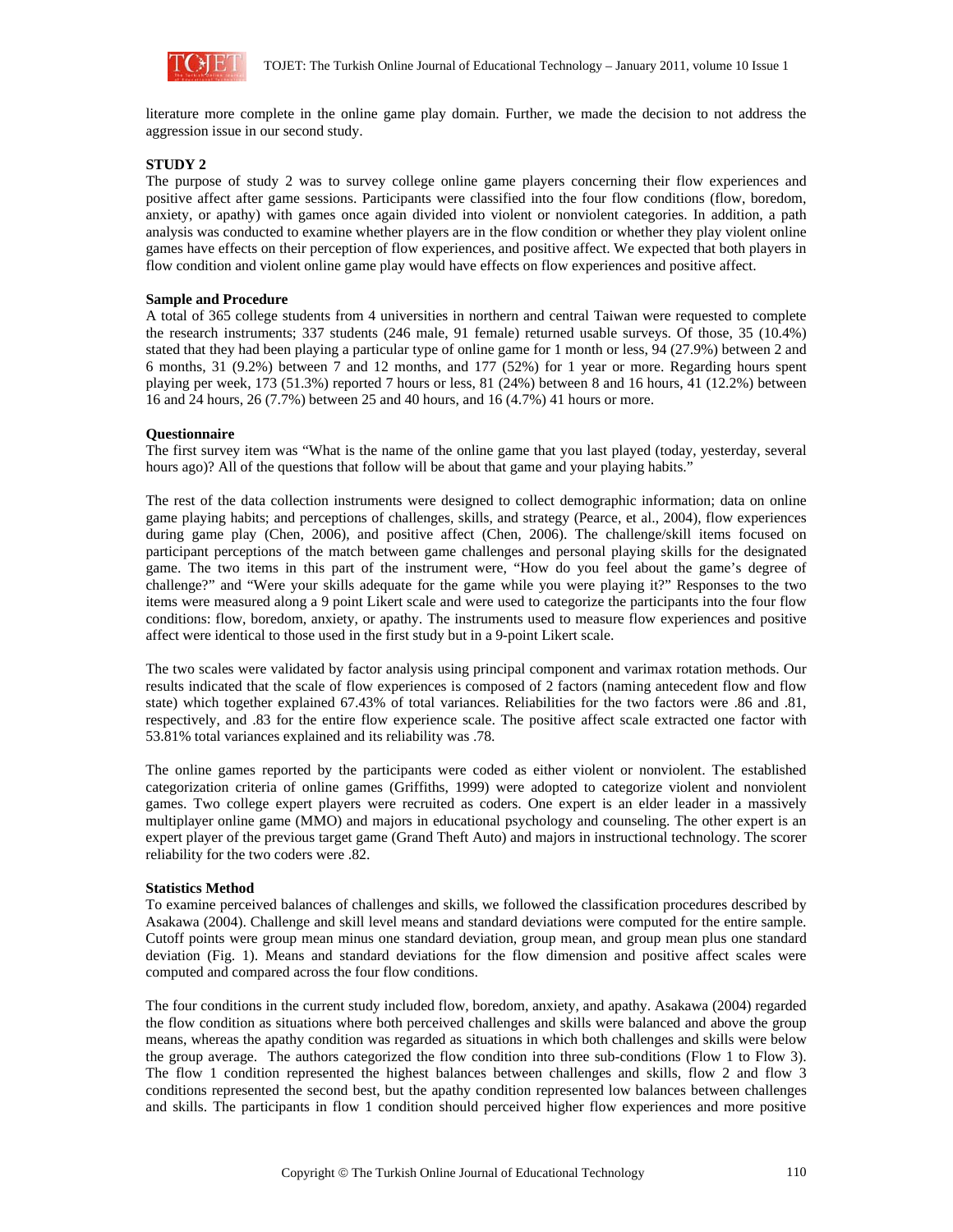literature more complete in the online game play domain. Further, we made the decision to not address the aggression issue in our second study.

**STUDY 2**

The purpose of study 2 was to survey college online game players concerning their flow experiences and positive affect after game sessions. Participants were classified into the four flow conditions (flow, boredom, anxiety, or apathy) with games once again divided into violent or nonviolent categories. In addition, a path analysis was conducted to examine whether players are in the flow condition or whether they play violent online games have effects on their perception of flow experiences, and positive affect. We expected that both players in flow condition and violent online game play would have effects on flow experiences and positive affect.

**Sample and Procedure**

A total of 365 college students from 4 universities in northern and central Taiwan were requested to complete the research instruments; 337 students (246 male, 91 female) returned usable surveys. Of those, 35 (10.4%) stated that they had been playing a particular type of online game for 1 month or less, 94 (27.9%) between 2 and 6 months, 31 (9.2%) between 7 and 12 months, and 177 (52%) for 1 year or more. Regarding hours spent playing per week, 173 (51.3%) reported 7 hours or less, 81 (24%) between 8 and 16 hours, 41 (12.2%) between 16 and 24 hours, 26 (7.7%) between 25 and 40 hours, and 16 (4.7%) 41 hours or more.

**Questionnaire**

The first survey item was "What is the name of the online game that you last played (today, yesterday, several hours ago)? All of the questions that follow will be about that game and your playing habits."

The rest of the data collection instruments were designed to collect demographic information; data on online game playing habits; and perceptions of challenges, skills, and strategy (Pearce, et al., 2004), flow experiences during game play (Chen, 2006), and positive affect (Chen, 2006). The challenge/skill items focused on participant perceptions of the match between game challenges and personal playing skills for the designated game. The two items in this part of the instrument were, "How do you feel about the game's degree of challenge?" and "Were your skills adequate for the game while you were playing it?" Responses to the two items were measured along a 9 point Likert scale and were used to categorize the participants into the four flow conditions: flow, boredom, anxiety, or apathy. The instruments used to measure flow experiences and positive affect were identical to those used in the first study but in a 9-point Likert scale.

The two scales were validated by factor analysis using principal component and varimax rotation methods. Our results indicated that the scale of flow experiences is composed of 2 factors (naming antecedent flow and flow state) which together explained 67.43% of total variances. Reliabilities for the two factors were .86 and .81, respectively, and .83 for the entire flow experience scale. The positive affect scale extracted one factor with 53.81% total variances explained and its reliability was .78.

The online games reported by the participants were coded as either violent or nonviolent. The established categorization criteria of online games (Griffiths, 1999) were adopted to categorize violent and nonviolent games. Two college expert players were recruited as coders. One expert is an elder leader in a massively multiplayer online game (MMO) and majors in educational psychology and counseling. The other expert is an expert player of the previous target game (Grand Theft Auto) and majors in instructional technology. The scorer reliability for the two coders were .82.

**Statistics Method**

To examine perceived balances of challenges and skills, we followed the classification procedures described by Asakawa (2004). Challenge and skill level means and standard deviations were computed for the entire sample. Cutoff points were group mean minus one standard deviation, group mean, and group mean plus one standard deviation (Fig. 1). Means and standard deviations for the flow dimension and positive affect scales were computed and compared across the four flow conditions.

The four conditions in the current study included flow, boredom, anxiety, and apathy. Asakawa (2004) regarded the flow condition as situations where both perceived challenges and skills were balanced and above the group means, whereas the apathy condition was regarded as situations in which both challenges and skills were below the group average. The authors categorized the flow condition into three sub-conditions (Flow 1 to Flow 3). The flow 1 condition represented the highest balances between challenges and skills, flow 2 and flow 3 conditions represented the second best, but the apathy condition represented low balances between challenges and skills. The participants in flow 1 condition should perceived higher flow experiences and more positive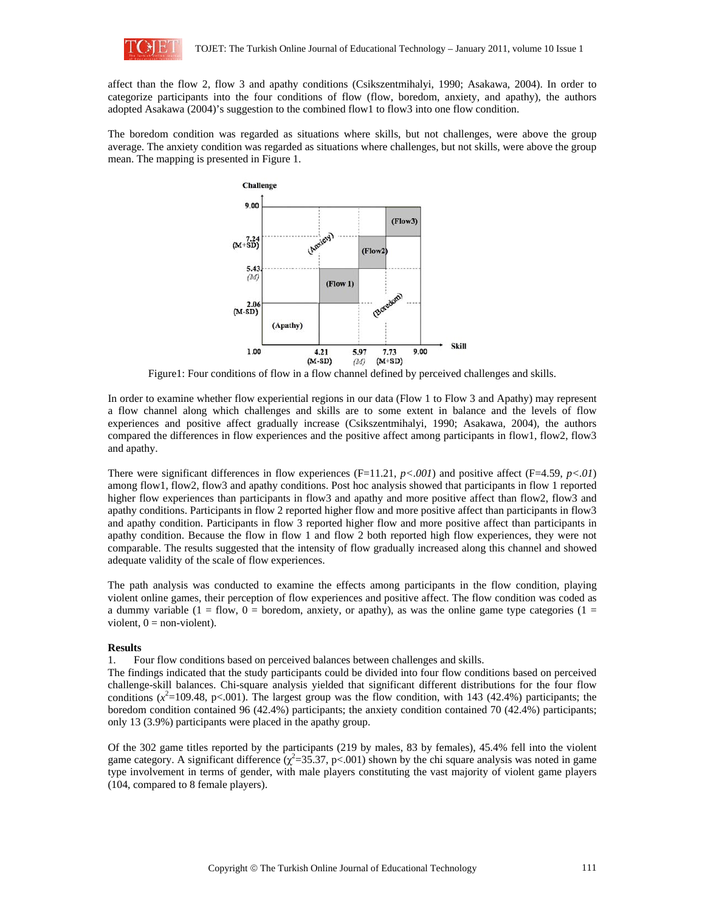affect than the flow 2, flow 3 and apathy conditions (Csikszentmihalyi, 1990; Asakawa, 2004). In order to categorize participants into the four conditions of flow (flow, boredom, anxiety, and apathy), the authors adopted Asakawa (2004)'s suggestion to the combined flow1 to flow3 into one flow condition.

The boredom condition was regarded as situations where skills, but not challenges, were above the group average. The anxiety condition was regarded as situations where challenges, but not skills, were above the group mean. The mapping is presented in Figure 1.

Figure1: Four conditions of flow in a flow channel defined by perceived challenges and skills.

In order to examine whether flow experiential regions in our data (Flow 1 to Flow 3 and Apathy) may represent a flow channel along which challenges and skills are to some extent in balance and the levels of flow experiences and positive affect gradually increase (Csikszentmihalyi, 1990; Asakawa, 2004), the authors compared the differences in flow experiences and the positive affect among participants in flow1, flow2, flow3 and apathy.

There were significant differences in flow experiences (F=11.21, *p<.001*) and positive affect (F=4.59, *p<.01*) among flow1, flow2, flow3 and apathy conditions. Post hoc analysis showed that participants in flow 1 reported higher flow experiences than participants in flow3 and apathy and more positive affect than flow2, flow3 and apathy conditions. Participants in flow 2 reported higher flow and more positive affect than participants in flow3 and apathy condition. Participants in flow 3 reported higher flow and more positive affect than participants in apathy condition. Because the flow in flow 1 and flow 2 both reported high flow experiences, they were not comparable. The results suggested that the intensity of flow gradually increased along this channel and showed adequate validity of the scale of flow experiences.

The path analysis was conducted to examine the effects among participants in the flow condition, playing violent online games, their perception of flow experiences and positive affect. The flow condition was coded as a dummy variable (1 = flow, 0 = boredom, anxiety, or apathy), as was the online game type categories (1 = violent, 0 = non-violent).

**Results**

1. Four flow conditions based on perceived balances between challenges and skills.

The findings indicated that the study participants could be divided into four flow conditions based on perceived challenge-skill balances. Chi-square analysis yielded that significant different distributions for the four flow conditions ($x^2$=109.48, p<.001). The largest group was the flow condition, with 143 (42.4%) participants; the boredom condition contained 96 (42.4%) participants; the anxiety condition contained 70 (42.4%) participants; only 13 (3.9%) participants were placed in the apathy group.

Of the 302 game titles reported by the participants (219 by males, 83 by females), 45.4% fell into the violent game category. A significant difference ($\chi^2$=35.37, p<.001) shown by the chi square analysis was noted in game type involvement in terms of gender, with male players constituting the vast majority of violent game players (104, compared to 8 female players).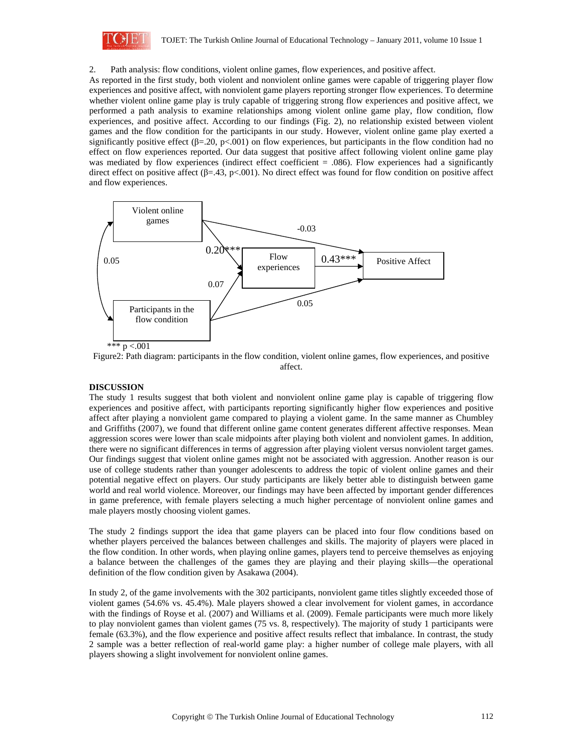2. Path analysis: flow conditions, violent online games, flow experiences, and positive affect.

As reported in the first study, both violent and nonviolent online games were capable of triggering player flow experiences and positive affect, with nonviolent game players reporting stronger flow experiences. To determine whether violent online game play is truly capable of triggering strong flow experiences and positive affect, we performed a path analysis to examine relationships among violent online game play, flow condition, flow experiences, and positive affect. According to our findings (Fig. 2), no relationship existed between violent games and the flow condition for the participants in our study. However, violent online game play exerted a significantly positive effect ($\beta$=.20, $p$<.001) on flow experiences, but participants in the flow condition had no effect on flow experiences reported. Our data suggest that positive affect following violent online game play was mediated by flow experiences (indirect effect coefficient = .086). Flow experiences had a significantly direct effect on positive affect ($\beta$=.43, $p$<.001). No direct effect was found for flow condition on positive affect and flow experiences.

*** p <.001

Figure2: Path diagram: participants in the flow condition, violent online games, flow experiences, and positive affect.

## DISCUSSION

The study 1 results suggest that both violent and nonviolent online game play is capable of triggering flow experiences and positive affect, with participants reporting significantly higher flow experiences and positive affect after playing a nonviolent game compared to playing a violent game. In the same manner as Chumbley and Griffiths (2007), we found that different online game content generates different affective responses. Mean aggression scores were lower than scale midpoints after playing both violent and nonviolent games. In addition, there were no significant differences in terms of aggression after playing violent versus nonviolent target games. Our findings suggest that violent online games might not be associated with aggression. Another reason is our use of college students rather than younger adolescents to address the topic of violent online games and their potential negative effect on players. Our study participants are likely better able to distinguish between game world and real world violence. Moreover, our findings may have been affected by important gender differences in game preference, with female players selecting a much higher percentage of nonviolent online games and male players mostly choosing violent games.

The study 2 findings support the idea that game players can be placed into four flow conditions based on whether players perceived the balances between challenges and skills. The majority of players were placed in the flow condition. In other words, when playing online games, players tend to perceive themselves as enjoying a balance between the challenges of the games they are playing and their playing skills—the operational definition of the flow condition given by Asakawa (2004).

In study 2, of the game involvements with the 302 participants, nonviolent game titles slightly exceeded those of violent games (54.6% vs. 45.4%). Male players showed a clear involvement for violent games, in accordance with the findings of Royse et al. (2007) and Williams et al. (2009). Female participants were much more likely to play nonviolent games than violent games (75 vs. 8, respectively). The majority of study 1 participants were female (63.3%), and the flow experience and positive affect results reflect that imbalance. In contrast, the study 2 sample was a better reflection of real-world game play: a higher number of college male players, with all players showing a slight involvement for nonviolent online games.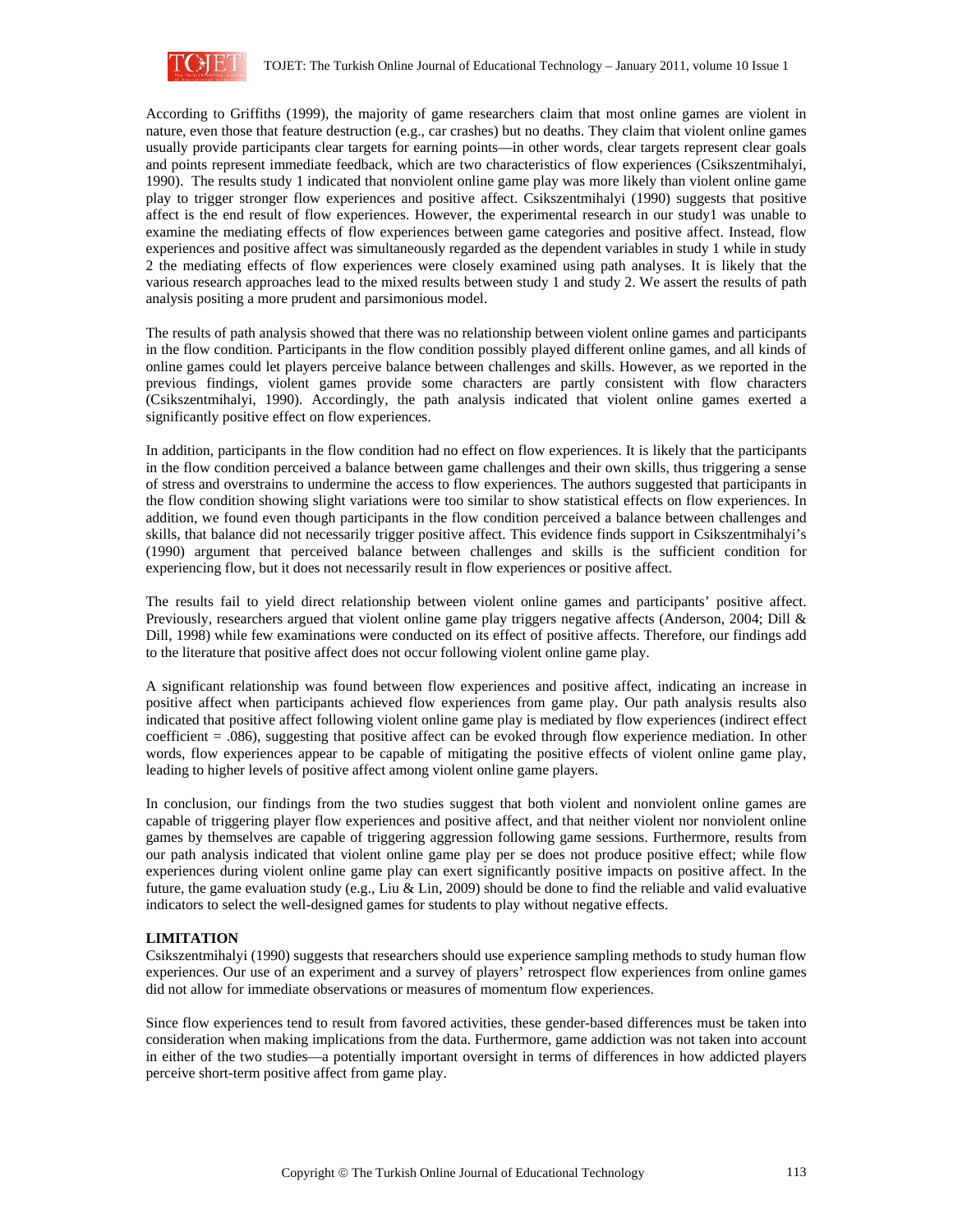According to Griffiths (1999), the majority of game researchers claim that most online games are violent in nature, even those that feature destruction (e.g., car crashes) but no deaths. They claim that violent online games usually provide participants clear targets for earning points—in other words, clear targets represent clear goals and points represent immediate feedback, which are two characteristics of flow experiences (Csikszentmihalyi, 1990). The results study 1 indicated that nonviolent online game play was more likely than violent online game play to trigger stronger flow experiences and positive affect. Csikszentmihalyi (1990) suggests that positive affect is the end result of flow experiences. However, the experimental research in our study1 was unable to examine the mediating effects of flow experiences between game categories and positive affect. Instead, flow experiences and positive affect was simultaneously regarded as the dependent variables in study 1 while in study 2 the mediating effects of flow experiences were closely examined using path analyses. It is likely that the various research approaches lead to the mixed results between study 1 and study 2. We assert the results of path analysis positing a more prudent and parsimonious model.

The results of path analysis showed that there was no relationship between violent online games and participants in the flow condition. Participants in the flow condition possibly played different online games, and all kinds of online games could let players perceive balance between challenges and skills. However, as we reported in the previous findings, violent games provide some characters are partly consistent with flow characters (Csikszentmihalyi, 1990). Accordingly, the path analysis indicated that violent online games exerted a significantly positive effect on flow experiences.

In addition, participants in the flow condition had no effect on flow experiences. It is likely that the participants in the flow condition perceived a balance between game challenges and their own skills, thus triggering a sense of stress and overstrains to undermine the access to flow experiences. The authors suggested that participants in the flow condition showing slight variations were too similar to show statistical effects on flow experiences. In addition, we found even though participants in the flow condition perceived a balance between challenges and skills, that balance did not necessarily trigger positive affect. This evidence finds support in Csikszentmihalyi's (1990) argument that perceived balance between challenges and skills is the sufficient condition for experiencing flow, but it does not necessarily result in flow experiences or positive affect.

The results fail to yield direct relationship between violent online games and participants' positive affect. Previously, researchers argued that violent online game play triggers negative affects (Anderson, 2004; Dill & Dill, 1998) while few examinations were conducted on its effect of positive affects. Therefore, our findings add to the literature that positive affect does not occur following violent online game play.

A significant relationship was found between flow experiences and positive affect, indicating an increase in positive affect when participants achieved flow experiences from game play. Our path analysis results also indicated that positive affect following violent online game play is mediated by flow experiences (indirect effect coefficient = .086), suggesting that positive affect can be evoked through flow experience mediation. In other words, flow experiences appear to be capable of mitigating the positive effects of violent online game play, leading to higher levels of positive affect among violent online game players.

In conclusion, our findings from the two studies suggest that both violent and nonviolent online games are capable of triggering player flow experiences and positive affect, and that neither violent nor nonviolent online games by themselves are capable of triggering aggression following game sessions. Furthermore, results from our path analysis indicated that violent online game play per se does not produce positive effect; while flow experiences during violent online game play can exert significantly positive impacts on positive affect. In the future, the game evaluation study (e.g., Liu & Lin, 2009) should be done to find the reliable and valid evaluative indicators to select the well-designed games for students to play without negative effects.

## LIMITATION

Csikszentmihalyi (1990) suggests that researchers should use experience sampling methods to study human flow experiences. Our use of an experiment and a survey of players' retrospect flow experiences from online games did not allow for immediate observations or measures of momentum flow experiences.

Since flow experiences tend to result from favored activities, these gender-based differences must be taken into consideration when making implications from the data. Furthermore, game addiction was not taken into account in either of the two studies—a potentially important oversight in terms of differences in how addicted players perceive short-term positive affect from game play.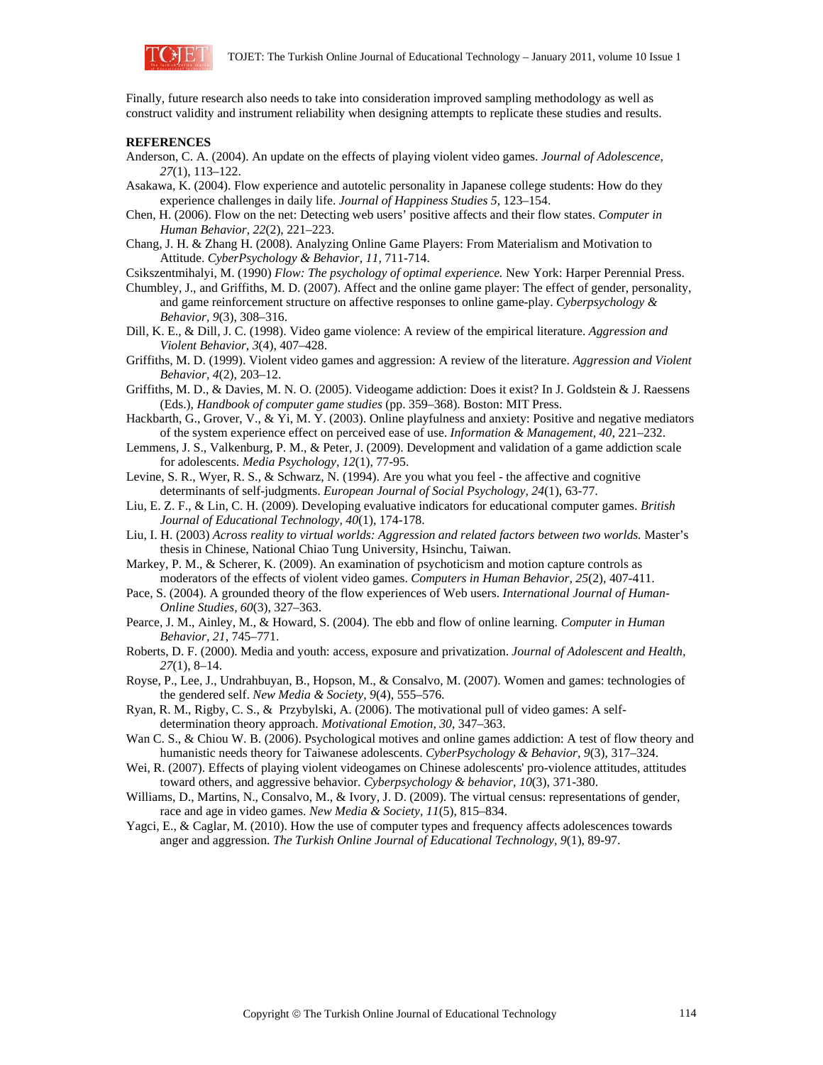Finally, future research also needs to take into consideration improved sampling methodology as well as construct validity and instrument reliability when designing attempts to replicate these studies and results.

**REFERENCES**

Anderson, C. A. (2004). An update on the effects of playing violent video games. *Journal of Adolescence, 27*(1), 113–122.

Asakawa, K. (2004). Flow experience and autotelic personality in Japanese college students: How do they experience challenges in daily life. *Journal of Happiness Studies 5*, 123–154.

Chen, H. (2006). Flow on the net: Detecting web users' positive affects and their flow states. *Computer in Human Behavior, 22*(2), 221–223.

Chang, J. H. & Zhang H. (2008). Analyzing Online Game Players: From Materialism and Motivation to Attitude. *CyberPsychology & Behavior, 11*, 711-714.

Csikszentmihalyi, M. (1990) *Flow: The psychology of optimal experience.* New York: Harper Perennial Press.

Chumbley, J., and Griffiths, M. D. (2007). Affect and the online game player: The effect of gender, personality, and game reinforcement structure on affective responses to online game-play. *Cyberpsychology & Behavior, 9*(3), 308–316.

Dill, K. E., & Dill, J. C. (1998). Video game violence: A review of the empirical literature. *Aggression and Violent Behavior, 3*(4), 407–428.

Griffiths, M. D. (1999). Violent video games and aggression: A review of the literature. *Aggression and Violent Behavior, 4*(2), 203–12.

Griffiths, M. D., & Davies, M. N. O. (2005). Videogame addiction: Does it exist? In J. Goldstein & J. Raessens (Eds.), *Handbook of computer game studies* (pp. 359–368). Boston: MIT Press.

Hackbarth, G., Grover, V., & Yi, M. Y. (2003). Online playfulness and anxiety: Positive and negative mediators of the system experience effect on perceived ease of use. *Information & Management, 40*, 221–232.

Lemmens, J. S., Valkenburg, P. M., & Peter, J. (2009). Development and validation of a game addiction scale for adolescents. *Media Psychology, 12*(1), 77-95.

Levine, S. R., Wyer, R. S., & Schwarz, N. (1994). Are you what you feel - the affective and cognitive determinants of self-judgments. *European Journal of Social Psychology, 24*(1), 63-77.

Liu, E. Z. F., & Lin, C. H. (2009). Developing evaluative indicators for educational computer games. *British Journal of Educational Technology, 40*(1), 174-178.

Liu, I. H. (2003) *Across reality to virtual worlds: Aggression and related factors between two worlds.* Master's thesis in Chinese, National Chiao Tung University, Hsinchu, Taiwan.

Markey, P. M., & Scherer, K. (2009). An examination of psychoticism and motion capture controls as moderators of the effects of violent video games. *Computers in Human Behavior, 25*(2), 407-411.

Pace, S. (2004). A grounded theory of the flow experiences of Web users. *International Journal of Human-Online Studies, 60*(3), 327–363.

Pearce, J. M., Ainley, M., & Howard, S. (2004). The ebb and flow of online learning. *Computer in Human Behavior, 21*, 745–771.

Roberts, D. F. (2000). Media and youth: access, exposure and privatization. *Journal of Adolescent and Health, 27*(1), 8–14.

Royse, P., Lee, J., Undrahbuyan, B., Hopson, M., & Consalvo, M. (2007). Women and games: technologies of the gendered self. *New Media & Society, 9*(4), 555–576.

Ryan, R. M., Rigby, C. S., & Przybylski, A. (2006). The motivational pull of video games: A self-determination theory approach. *Motivational Emotion, 30*, 347–363.

Wan C. S., & Chiou W. B. (2006). Psychological motives and online games addiction: A test of flow theory and humanistic needs theory for Taiwanese adolescents. *CyberPsychology & Behavior, 9*(3), 317–324.

Wei, R. (2007). Effects of playing violent videogames on Chinese adolescents' pro-violence attitudes, attitudes toward others, and aggressive behavior. *Cyberpsychology & behavior, 10*(3), 371-380.

Williams, D., Martins, N., Consalvo, M., & Ivory, J. D. (2009). The virtual census: representations of gender, race and age in video games. *New Media & Society, 11*(5), 815–834.

Yagci, E., & Caglar, M. (2010). How the use of computer types and frequency affects adolescences towards anger and aggression. *The Turkish Online Journal of Educational Technology, 9*(1), 89-97.